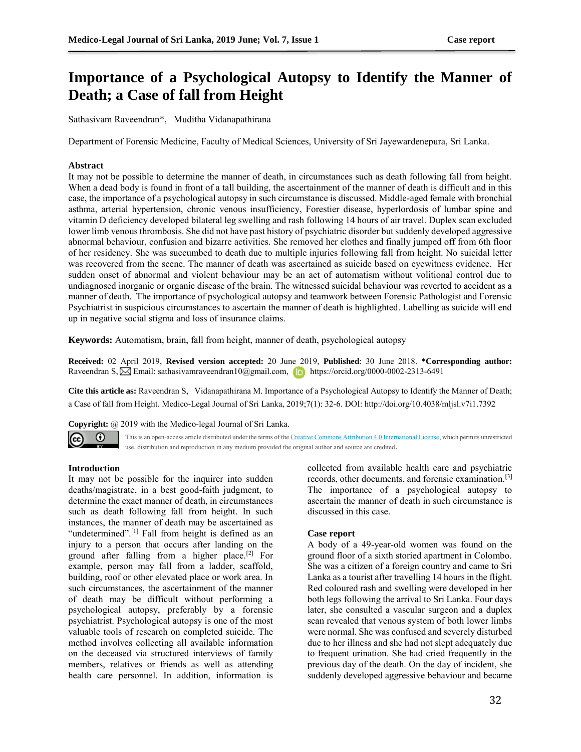# Importance of a Psychological Autopsy to Identify the Manner of Death; a Case of fall from Height

Sathasivam Raveendran*, Muditha Vidanapathirana

Department of Forensic Medicine, Faculty of Medical Sciences, University of Sri Jayewardenepura, Sri Lanka.

## Abstract

It may not be possible to determine the manner of death, in circumstances such as death following fall from height. When a dead body is found in front of a tall building, the ascertainment of the manner of death is difficult and in this case, the importance of a psychological autopsy in such circumstance is discussed. Middle-aged female with bronchial asthma, arterial hypertension, chronic venous insufficiency, Forestier disease, hyperlordosis of lumbar spine and vitamin D deficiency developed bilateral leg swelling and rash following 14 hours of air travel. Duplex scan excluded lower limb venous thrombosis. She did not have past history of psychiatric disorder but suddenly developed aggressive abnormal behaviour, confusion and bizarre activities. She removed her clothes and finally jumped off from 6th floor of her residency. She was succumbed to death due to multiple injuries following fall from height. No suicidal letter was recovered from the scene. The manner of death was ascertained as suicide based on eyewitness evidence. Her sudden onset of abnormal and violent behaviour may be an act of automatism without volitional control due to undiagnosed inorganic or organic disease of the brain. The witnessed suicidal behaviour was reverted to accident as a manner of death. The importance of psychological autopsy and teamwork between Forensic Pathologist and Forensic Psychiatrist in suspicious circumstances to ascertain the manner of death is highlighted. Labelling as suicide will end up in negative social stigma and loss of insurance claims.

**Keywords:** Automatism, brain, fall from height, manner of death, psychological autopsy

**Received:** 02 April 2019, **Revised version accepted:** 20 June 2019, **Published**: 30 June 2018. ***Corresponding author:** Raveendran S, Email: sathasivamraveendran10@gmail.com, https://orcid.org/0000-0002-2313-6491

**Cite this article as:** Raveendran S, Vidanapathirana M. Importance of a Psychological Autopsy to Identify the Manner of Death; a Case of fall from Height. Medico-Legal Journal of Sri Lanka, 2019;7(1): 32-6. DOI: http://doi.org/10.4038/mljsl.v7i1.7392

**Copyright:** @ 2019 with the Medico-legal Journal of Sri Lanka.

This is an open-access article distributed under the terms of the Creative Commons Attribution 4.0 International License, which permits unrestricted use, distribution and reproduction in any medium provided the original author and source are credited.

## Introduction

It may not be possible for the inquirer into sudden deaths/magistrate, in a best good-faith judgment, to determine the exact manner of death, in circumstances such as death following fall from height. In such instances, the manner of death may be ascertained as "undetermined".[1] Fall from height is defined as an injury to a person that occurs after landing on the ground after falling from a higher place.[2] For example, person may fall from a ladder, scaffold, building, roof or other elevated place or work area. In such circumstances, the ascertainment of the manner of death may be difficult without performing a psychological autopsy, preferably by a forensic psychiatrist. Psychological autopsy is one of the most valuable tools of research on completed suicide. The method involves collecting all available information on the deceased via structured interviews of family members, relatives or friends as well as attending health care personnel. In addition, information is collected from available health care and psychiatric records, other documents, and forensic examination.[3] The importance of a psychological autopsy to ascertain the manner of death in such circumstance is discussed in this case.

## Case report

A body of a 49-year-old women was found on the ground floor of a sixth storied apartment in Colombo. She was a citizen of a foreign country and came to Sri Lanka as a tourist after travelling 14 hours in the flight. Red coloured rash and swelling were developed in her both legs following the arrival to Sri Lanka. Four days later, she consulted a vascular surgeon and a duplex scan revealed that venous system of both lower limbs were normal. She was confused and severely disturbed due to her illness and she had not slept adequately due to frequent urination. She had cried frequently in the previous day of the death. On the day of incident, she suddenly developed aggressive behaviour and became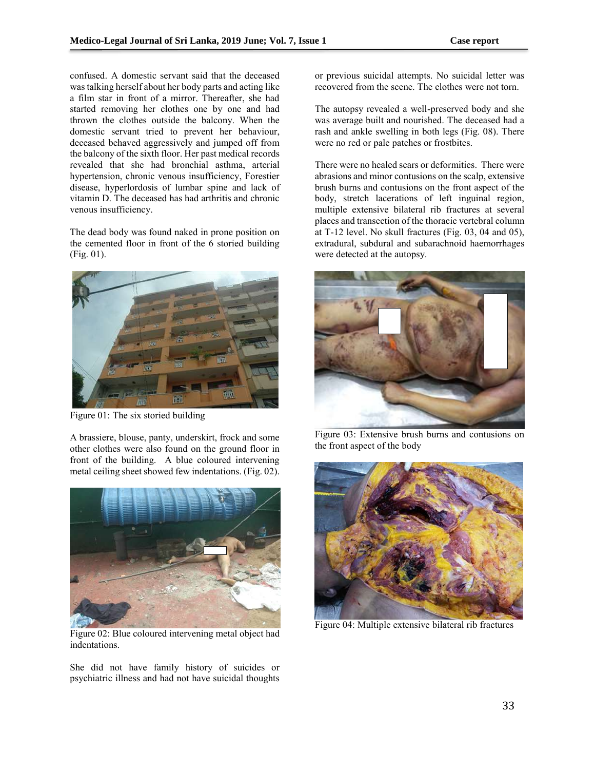confused. A domestic servant said that the deceased was talking herself about her body parts and acting like a film star in front of a mirror. Thereafter, she had started removing her clothes one by one and had thrown the clothes outside the balcony. When the domestic servant tried to prevent her behaviour, deceased behaved aggressively and jumped off from the balcony of the sixth floor. Her past medical records revealed that she had bronchial asthma, arterial hypertension, chronic venous insufficiency, Forestier disease, hyperlordosis of lumbar spine and lack of vitamin D. The deceased has had arthritis and chronic venous insufficiency.

The dead body was found naked in prone position on the cemented floor in front of the 6 storied building (Fig. 01).

Figure 01: The six storied building

A brassiere, blouse, panty, underskirt, frock and some other clothes were also found on the ground floor in front of the building. A blue coloured intervening metal ceiling sheet showed few indentations. (Fig. 02).

Figure 02: Blue coloured intervening metal object had indentations.

She did not have family history of suicides or psychiatric illness and had not have suicidal thoughts or previous suicidal attempts. No suicidal letter was recovered from the scene. The clothes were not torn.

The autopsy revealed a well-preserved body and she was average built and nourished. The deceased had a rash and ankle swelling in both legs (Fig. 08). There were no red or pale patches or frostbites.

There were no healed scars or deformities. There were abrasions and minor contusions on the scalp, extensive brush burns and contusions on the front aspect of the body, stretch lacerations of left inguinal region, multiple extensive bilateral rib fractures at several places and transection of the thoracic vertebral column at T-12 level. No skull fractures (Fig. 03, 04 and 05), extradural, subdural and subarachnoid haemorrhages were detected at the autopsy.

Figure 03: Extensive brush burns and contusions on the front aspect of the body

Figure 04: Multiple extensive bilateral rib fractures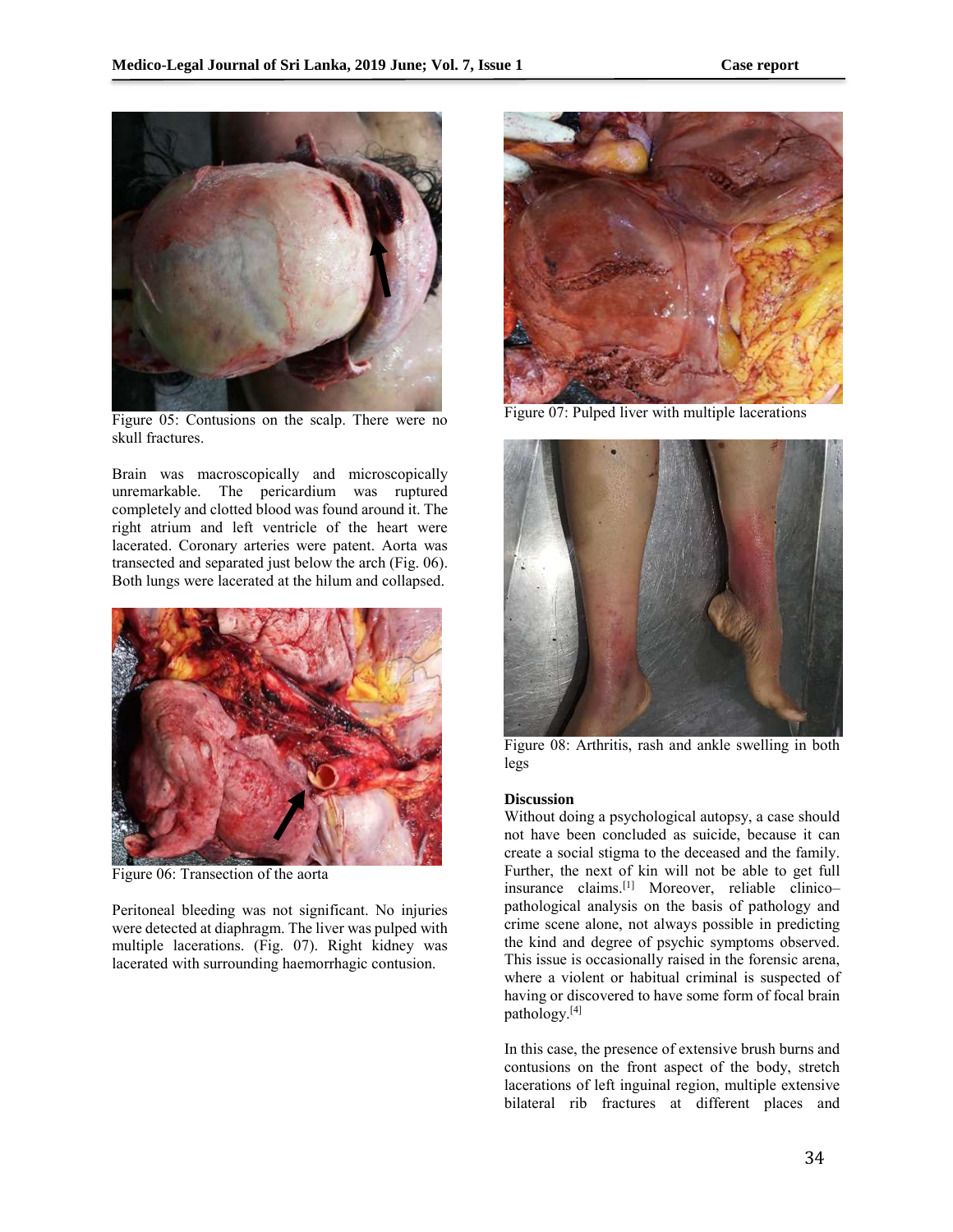Figure 05: Contusions on the scalp. There were no skull fractures.

Brain was macroscopically and microscopically unremarkable. The pericardium was ruptured completely and clotted blood was found around it. The right atrium and left ventricle of the heart were lacerated. Coronary arteries were patent. Aorta was transected and separated just below the arch (Fig. 06). Both lungs were lacerated at the hilum and collapsed.

Figure 06: Transection of the aorta

Peritoneal bleeding was not significant. No injuries were detected at diaphragm. The liver was pulped with multiple lacerations. (Fig. 07). Right kidney was lacerated with surrounding haemorrhagic contusion.

Figure 07: Pulped liver with multiple lacerations

Figure 08: Arthritis, rash and ankle swelling in both legs

## Discussion

Without doing a psychological autopsy, a case should not have been concluded as suicide, because it can create a social stigma to the deceased and the family. Further, the next of kin will not be able to get full insurance claims.[1] Moreover, reliable clinico–pathological analysis on the basis of pathology and crime scene alone, not always possible in predicting the kind and degree of psychic symptoms observed. This issue is occasionally raised in the forensic arena, where a violent or habitual criminal is suspected of having or discovered to have some form of focal brain pathology.[4]

In this case, the presence of extensive brush burns and contusions on the front aspect of the body, stretch lacerations of left inguinal region, multiple extensive bilateral rib fractures at different places and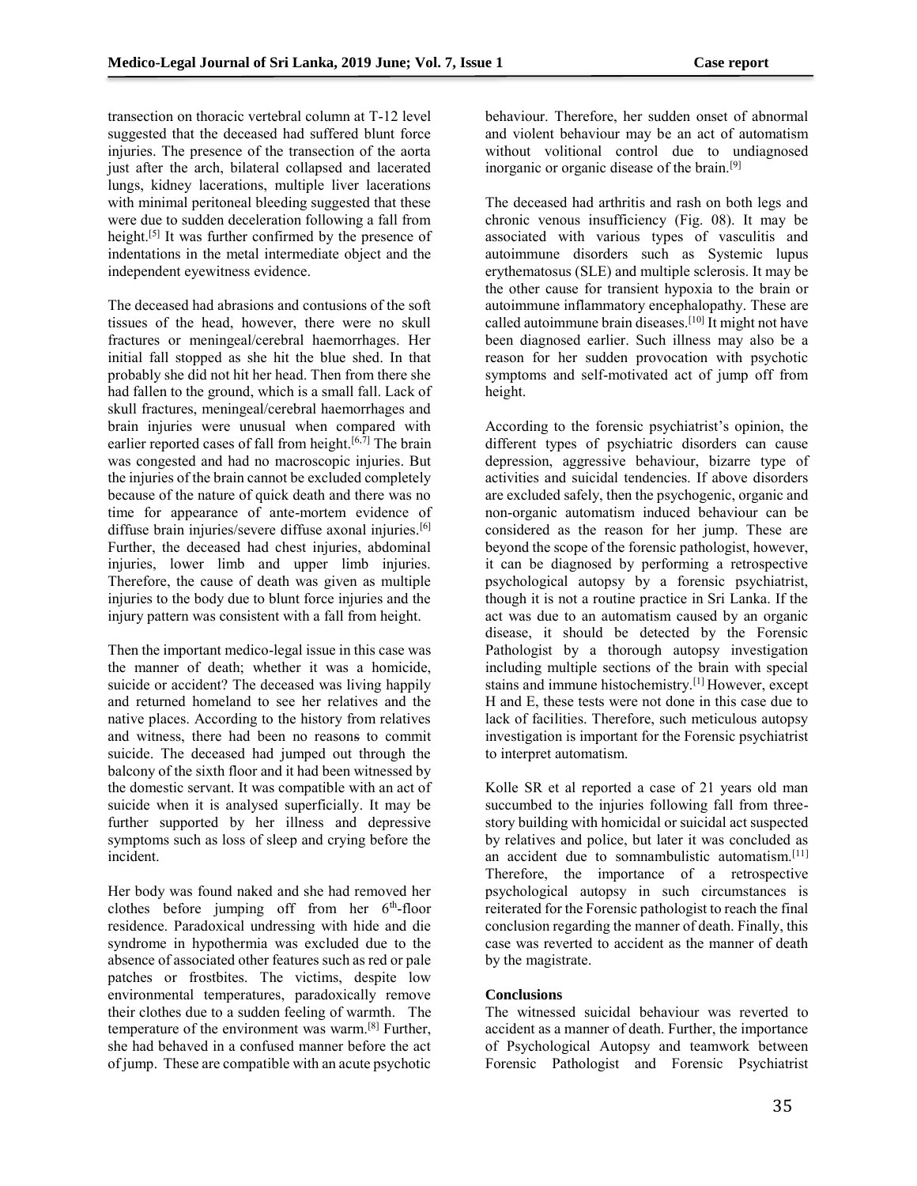transection on thoracic vertebral column at T-12 level suggested that the deceased had suffered blunt force injuries. The presence of the transection of the aorta just after the arch, bilateral collapsed and lacerated lungs, kidney lacerations, multiple liver lacerations with minimal peritoneal bleeding suggested that these were due to sudden deceleration following a fall from height.[5] It was further confirmed by the presence of indentations in the metal intermediate object and the independent eyewitness evidence.

The deceased had abrasions and contusions of the soft tissues of the head, however, there were no skull fractures or meningeal/cerebral haemorrhages. Her initial fall stopped as she hit the blue shed. In that probably she did not hit her head. Then from there she had fallen to the ground, which is a small fall. Lack of skull fractures, meningeal/cerebral haemorrhages and brain injuries were unusual when compared with earlier reported cases of fall from height.[6,7] The brain was congested and had no macroscopic injuries. But the injuries of the brain cannot be excluded completely because of the nature of quick death and there was no time for appearance of ante-mortem evidence of diffuse brain injuries/severe diffuse axonal injuries.[6] Further, the deceased had chest injuries, abdominal injuries, lower limb and upper limb injuries. Therefore, the cause of death was given as multiple injuries to the body due to blunt force injuries and the injury pattern was consistent with a fall from height.

Then the important medico-legal issue in this case was the manner of death; whether it was a homicide, suicide or accident? The deceased was living happily and returned homeland to see her relatives and the native places. According to the history from relatives and witness, there had been no reason~~s~~ to commit suicide. The deceased had jumped out through the balcony of the sixth floor and it had been witnessed by the domestic servant. It was compatible with an act of suicide when it is analysed superficially. It may be further supported by her illness and depressive symptoms such as loss of sleep and crying before the incident.

Her body was found naked and she had removed her clothes before jumping off from her 6th-floor residence. Paradoxical undressing with hide and die syndrome in hypothermia was excluded due to the absence of associated other features such as red or pale patches or frostbites. The victims, despite low environmental temperatures, paradoxically remove their clothes due to a sudden feeling of warmth. The temperature of the environment was warm.[8] Further, she had behaved in a confused manner before the act of jump. These are compatible with an acute psychotic behaviour. Therefore, her sudden onset of abnormal and violent behaviour may be an act of automatism without volitional control due to undiagnosed inorganic or organic disease of the brain.[9]

The deceased had arthritis and rash on both legs and chronic venous insufficiency (Fig. 08). It may be associated with various types of vasculitis and autoimmune disorders such as Systemic lupus erythematosus (SLE) and multiple sclerosis. It may be the other cause for transient hypoxia to the brain or autoimmune inflammatory encephalopathy. These are called autoimmune brain diseases.[10] It might not have been diagnosed earlier. Such illness may also be a reason for her sudden provocation with psychotic symptoms and self-motivated act of jump off from height.

According to the forensic psychiatrist's opinion, the different types of psychiatric disorders can cause depression, aggressive behaviour, bizarre type of activities and suicidal tendencies. If above disorders are excluded safely, then the psychogenic, organic and non-organic automatism induced behaviour can be considered as the reason for her jump. These are beyond the scope of the forensic pathologist, however, it can be diagnosed by performing a retrospective psychological autopsy by a forensic psychiatrist, though it is not a routine practice in Sri Lanka. If the act was due to an automatism caused by an organic disease, it should be detected by the Forensic Pathologist by a thorough autopsy investigation including multiple sections of the brain with special stains and immune histochemistry.[1] However, except H and E, these tests were not done in this case due to lack of facilities. Therefore, such meticulous autopsy investigation is important for the Forensic psychiatrist to interpret automatism.

Kolle SR et al reported a case of 21 years old man succumbed to the injuries following fall from three-story building with homicidal or suicidal act suspected by relatives and police, but later it was concluded as an accident due to somnambulistic automatism.[11] Therefore, the importance of a retrospective psychological autopsy in such circumstances is reiterated for the Forensic pathologist to reach the final conclusion regarding the manner of death. Finally, this case was reverted to accident as the manner of death by the magistrate.

## Conclusions

The witnessed suicidal behaviour was reverted to accident as a manner of death. Further, the importance of Psychological Autopsy and teamwork between Forensic Pathologist and Forensic Psychiatrist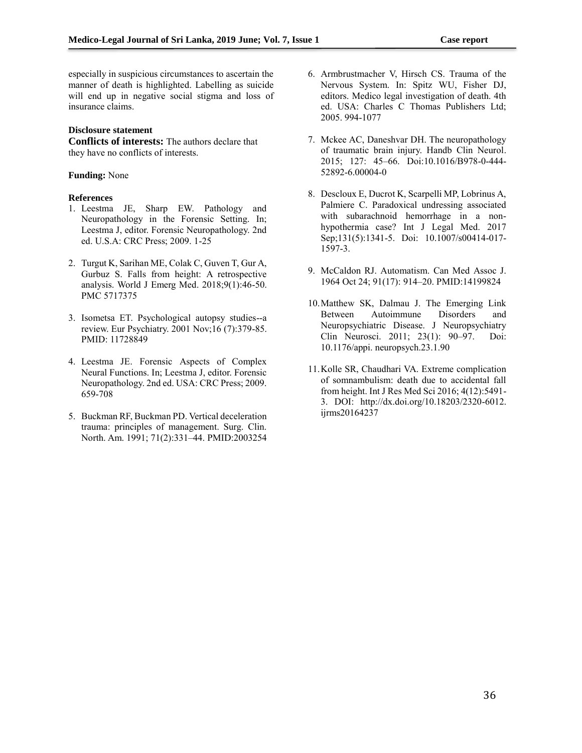especially in suspicious circumstances to ascertain the manner of death is highlighted. Labelling as suicide will end up in negative social stigma and loss of insurance claims.

**Disclosure statement**

**Conflicts of interests:** The authors declare that they have no conflicts of interests.

**Funding:** None

**References**

1. Leestma JE, Sharp EW. Pathology and Neuropathology in the Forensic Setting. In; Leestma J, editor. Forensic Neuropathology. 2nd ed. U.S.A: CRC Press; 2009. 1-25
2. Turgut K, Sarihan ME, Colak C, Guven T, Gur A, Gurbuz S. Falls from height: A retrospective analysis. World J Emerg Med. 2018;9(1):46-50. PMC 5717375
3. Isometsa ET. Psychological autopsy studies--a review. Eur Psychiatry. 2001 Nov;16 (7):379-85. PMID: 11728849
4. Leestma JE. Forensic Aspects of Complex Neural Functions. In; Leestma J, editor. Forensic Neuropathology. 2nd ed. USA: CRC Press; 2009. 659-708
5. Buckman RF, Buckman PD. Vertical deceleration trauma: principles of management. Surg. Clin. North. Am. 1991; 71(2):331–44. PMID:2003254
6. Armbrustmacher V, Hirsch CS. Trauma of the Nervous System. In: Spitz WU, Fisher DJ, editors. Medico legal investigation of death. 4th ed. USA: Charles C Thomas Publishers Ltd; 2005. 994-1077
7. Mckee AC, Daneshvar DH. The neuropathology of traumatic brain injury. Handb Clin Neurol. 2015; 127: 45–66. Doi:10.1016/B978-0-444-52892-6.00004-0
8. Descloux E, Ducrot K, Scarpelli MP, Lobrinus A, Palmiere C. Paradoxical undressing associated with subarachnoid hemorrhage in a non-hypothermia case? Int J Legal Med. 2017 Sep;131(5):1341-5. Doi: 10.1007/s00414-017-1597-3.
9. McCaldon RJ. Automatism. Can Med Assoc J. 1964 Oct 24; 91(17): 914–20. PMID:14199824
10. Matthew SK, Dalmau J. The Emerging Link Between Autoimmune Disorders and Neuropsychiatric Disease. J Neuropsychiatry Clin Neurosci. 2011; 23(1): 90–97. Doi: 10.1176/appi. neuropsych.23.1.90
11. Kolle SR, Chaudhari VA. Extreme complication of somnambulism: death due to accidental fall from height. Int J Res Med Sci 2016; 4(12):5491-3. DOI: http://dx.doi.org/10.18203/2320-6012. ijrms20164237